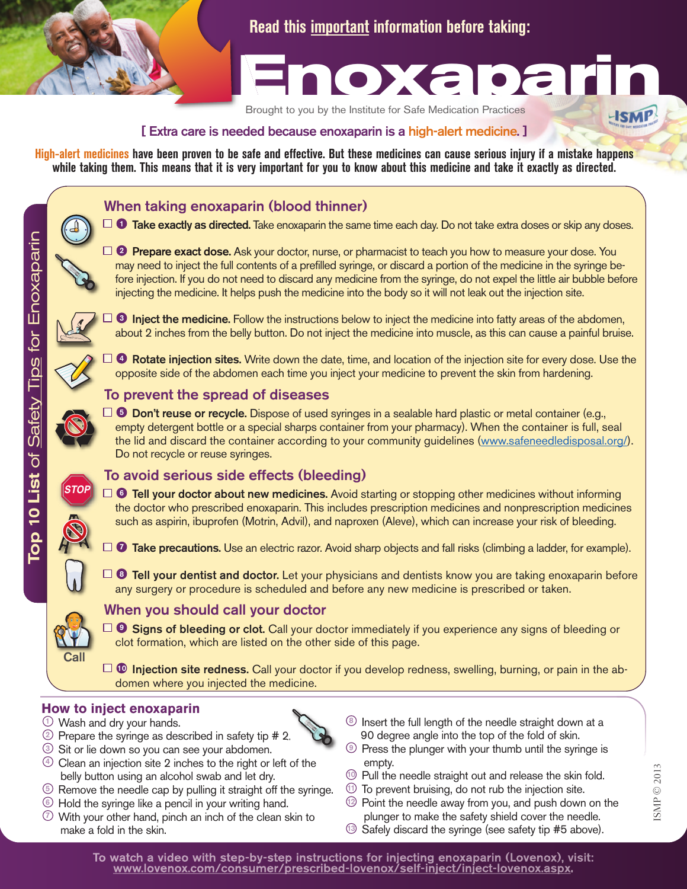Read this important information before taking:

# Enoxaparin

Brought to you by the Institute for Safe Medication Practices

**[ Extra care is needed because enoxaparin is a high-alert medicine. ]**

**High-alert medicines have been proven to be safe and effective. But these medicines can cause serious injury if a mistake happens while taking them. This means that it is very important for you to know about this medicine and take it exactly as directed.**

## Top 10 List of Safety Tips for Enoxaparin

### When taking enoxaparin (blood thinner)

- ☐ ❶ **Take exactly as directed.** Take enoxaparin the same time each day. Do not take extra doses or skip any doses.
- ☐ ❷ **Prepare exact dose.** Ask your doctor, nurse, or pharmacist to teach you how to measure your dose. You may need to inject the full contents of a prefilled syringe, or discard a portion of the medicine in the syringe before injection. If you do not need to discard any medicine from the syringe, do not expel the little air bubble before injecting the medicine. It helps push the medicine into the body so it will not leak out the injection site.
- ☐ ❸ **Inject the medicine.** Follow the instructions below to inject the medicine into fatty areas of the abdomen, about 2 inches from the belly button. Do not inject the medicine into muscle, as this can cause a painful bruise.
- ☐ ❹ **Rotate injection sites.** Write down the date, time, and location of the injection site for every dose. Use the opposite side of the abdomen each time you inject your medicine to prevent the skin from hardening.

### To prevent the spread of diseases

- ☐ ❺ **Don't reuse or recycle.** Dispose of used syringes in a sealable hard plastic or metal container (e.g., empty detergent bottle or a special sharps container from your pharmacy). When the container is full, seal the lid and discard the container according to your community guidelines (www.safeneedledisposal.org/). Do not recycle or reuse syringes.

### To avoid serious side effects (bleeding)

- ☐ ❻ **Tell your doctor about new medicines.** Avoid starting or stopping other medicines without informing the doctor who prescribed enoxaparin. This includes prescription medicines and nonprescription medicines such as aspirin, ibuprofen (Motrin, Advil), and naproxen (Aleve), which can increase your risk of bleeding.
- ☐ ❼ **Take precautions.** Use an electric razor. Avoid sharp objects and fall risks (climbing a ladder, for example).
- ☐ ❽ **Tell your dentist and doctor.** Let your physicians and dentists know you are taking enoxaparin before any surgery or procedure is scheduled and before any new medicine is prescribed or taken.

### When you should call your doctor

- ☐ ❾ **Signs of bleeding or clot.** Call your doctor immediately if you experience any signs of bleeding or clot formation, which are listed on the other side of this page.
- ☐ ❿ **Injection site redness.** Call your doctor if you develop redness, swelling, burning, or pain in the abdomen where you injected the medicine.

## How to inject enoxaparin

1. Wash and dry your hands.
2. Prepare the syringe as described in safety tip # 2.
3. Sit or lie down so you can see your abdomen.
4. Clean an injection site 2 inches to the right or left of the belly button using an alcohol swab and let dry.
5. Remove the needle cap by pulling it straight off the syringe.
6. Hold the syringe like a pencil in your writing hand.
7. With your other hand, pinch an inch of the clean skin to make a fold in the skin.
8. Insert the full length of the needle straight down at a 90 degree angle into the top of the fold of skin.
9. Press the plunger with your thumb until the syringe is empty.
10. Pull the needle straight out and release the skin fold.
11. To prevent bruising, do not rub the injection site.
12. Point the needle away from you, and push down on the plunger to make the safety shield cover the needle.
13. Safely discard the syringe (see safety tip #5 above).

ISMP © 2013

To watch a video with step-by-step instructions for injecting enoxaparin (Lovenox), visit: www.lovenox.com/consumer/prescribed-lovenox/self-inject/inject-lovenox.aspx.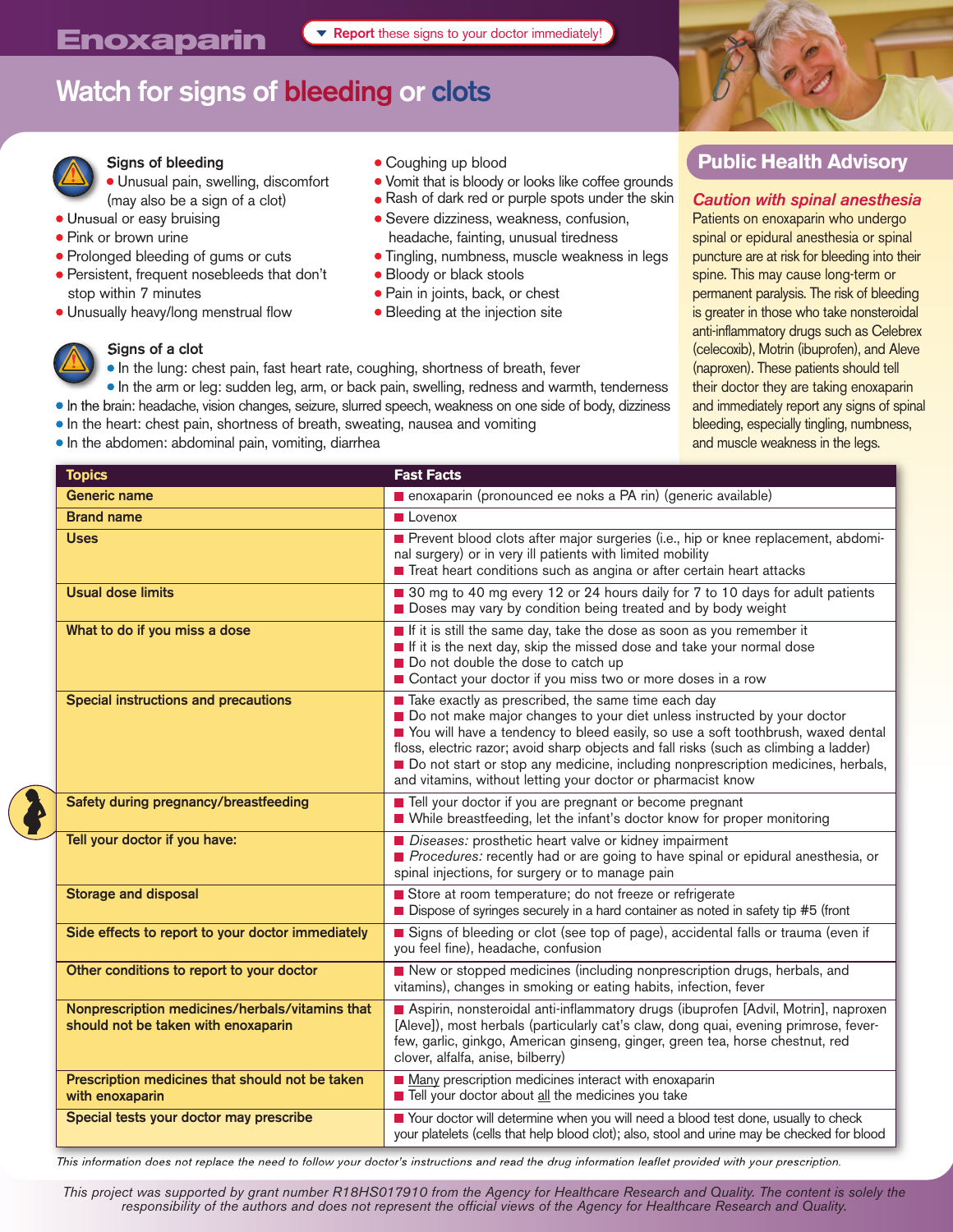# Enoxaparin

Report these signs to your doctor immediately!

## Watch for signs of bleeding or clots

### Signs of bleeding

- Unusual pain, swelling, discomfort (may also be a sign of a clot)
- Unusual or easy bruising
- Pink or brown urine
- Prolonged bleeding of gums or cuts
- Persistent, frequent nosebleeds that don't stop within 7 minutes
- Unusually heavy/long menstrual flow
- Coughing up blood
- Vomit that is bloody or looks like coffee grounds
- Rash of dark red or purple spots under the skin
- Severe dizziness, weakness, confusion, headache, fainting, unusual tiredness
- Tingling, numbness, muscle weakness in legs
- Bloody or black stools
- Pain in joints, back, or chest
- Bleeding at the injection site

### Signs of a clot

- In the lung: chest pain, fast heart rate, coughing, shortness of breath, fever
- In the arm or leg: sudden leg, arm, or back pain, swelling, redness and warmth, tenderness
- In the brain: headache, vision changes, seizure, slurred speech, weakness on one side of body, dizziness
- In the heart: chest pain, shortness of breath, sweating, nausea and vomiting
- In the abdomen: abdominal pain, vomiting, diarrhea

## Public Health Advisory

### *Caution with spinal anesthesia*

Patients on enoxaparin who undergo spinal or epidural anesthesia or spinal puncture are at risk for bleeding into their spine. This may cause long-term or permanent paralysis. The risk of bleeding is greater in those who take nonsteroidal anti-inflammatory drugs such as Celebrex (celecoxib), Motrin (ibuprofen), and Aleve (naproxen). These patients should tell their doctor they are taking enoxaparin and immediately report any signs of spinal bleeding, especially tingling, numbness, and muscle weakness in the legs.

| Topics | Fast Facts |
|---|---|
| Generic name | enoxaparin (pronounced ee noks a PA rin) (generic available) |
| Brand name | Lovenox |
| Uses | Prevent blood clots after major surgeries (i.e., hip or knee replacement, abdominal surgery) or in very ill patients with limited mobility<br>Treat heart conditions such as angina or after certain heart attacks |
| Usual dose limits | 30 mg to 40 mg every 12 or 24 hours daily for 7 to 10 days for adult patients<br>Doses may vary by condition being treated and by body weight |
| What to do if you miss a dose | If it is still the same day, take the dose as soon as you remember it<br>If it is the next day, skip the missed dose and take your normal dose<br>Do not double the dose to catch up<br>Contact your doctor if you miss two or more doses in a row |
| Special instructions and precautions | Take exactly as prescribed, the same time each day<br>Do not make major changes to your diet unless instructed by your doctor<br>You will have a tendency to bleed easily, so use a soft toothbrush, waxed dental floss, electric razor; avoid sharp objects and fall risks (such as climbing a ladder)<br>Do not start or stop any medicine, including nonprescription medicines, herbals, and vitamins, without letting your doctor or pharmacist know |
| Safety during pregnancy/breastfeeding | Tell your doctor if you are pregnant or become pregnant<br>While breastfeeding, let the infant's doctor know for proper monitoring |
| Tell your doctor if you have: | *Diseases:* prosthetic heart valve or kidney impairment<br>*Procedures:* recently had or are going to have spinal or epidural anesthesia, or spinal injections, for surgery or to manage pain |
| Storage and disposal | Store at room temperature; do not freeze or refrigerate<br>Dispose of syringes securely in a hard container as noted in safety tip #5 (front |
| Side effects to report to your doctor immediately | Signs of bleeding or clot (see top of page), accidental falls or trauma (even if you feel fine), headache, confusion |
| Other conditions to report to your doctor | New or stopped medicines (including nonprescription drugs, herbals, and vitamins), changes in smoking or eating habits, infection, fever |
| Nonprescription medicines/herbals/vitamins that should not be taken with enoxaparin | Aspirin, nonsteroidal anti-inflammatory drugs (ibuprofen [Advil, Motrin], naproxen [Aleve]), most herbals (particularly cat's claw, dong quai, evening primrose, feverfew, garlic, ginkgo, American ginseng, ginger, green tea, horse chestnut, red clover, alfalfa, anise, bilberry) |
| Prescription medicines that should not be taken with enoxaparin | Many prescription medicines interact with enoxaparin<br>Tell your doctor about all the medicines you take |
| Special tests your doctor may prescribe | Your doctor will determine when you will need a blood test done, usually to check your platelets (cells that help blood clot); also, stool and urine may be checked for blood |

*This information does not replace the need to follow your doctor's instructions and read the drug information leaflet provided with your prescription.*

*This project was supported by grant number R18HS017910 from the Agency for Healthcare Research and Quality. The content is solely the responsibility of the authors and does not represent the official views of the Agency for Healthcare Research and Quality.*